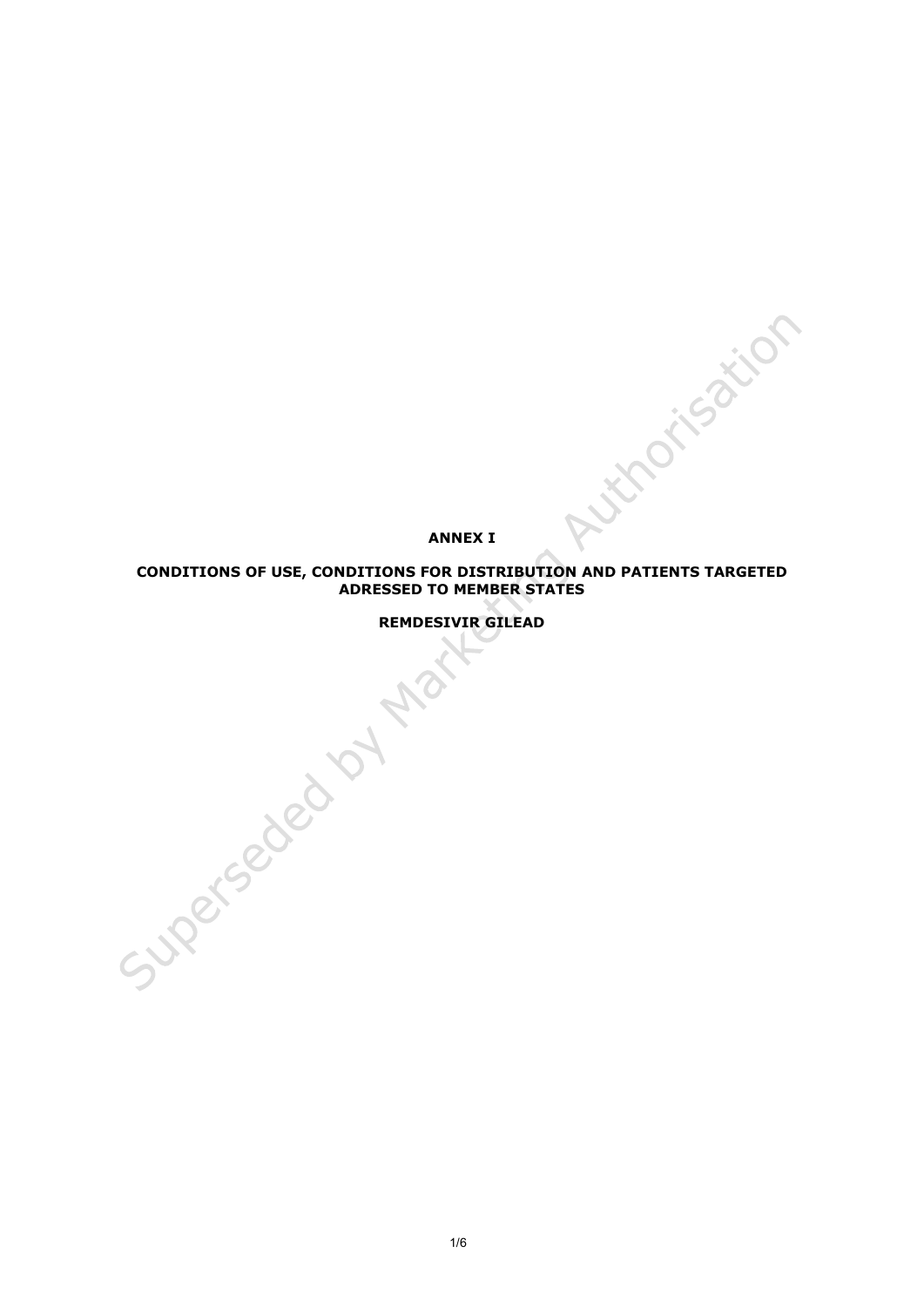# ANNEX I

## CONDITIONS OF USE, CONDITIONS FOR DISTRIBUTION AND PATIENTS TARGETED ADRESSED TO MEMBER STATES

## REMDESIVIR GILEAD

Superseded by Marketing Authorisation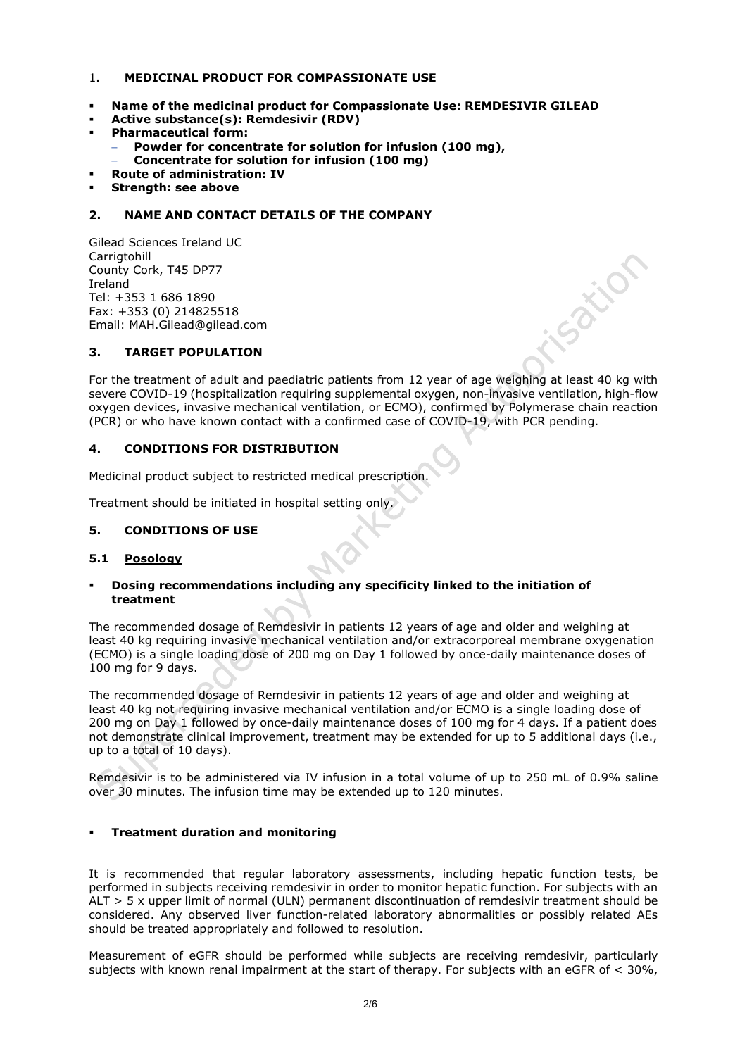## 1. MEDICINAL PRODUCT FOR COMPASSIONATE USE

- **Name of the medicinal product for Compassionate Use: REMDESIVIR GILEAD**
- **Active substance(s): Remdesivir (RDV)**
- **Pharmaceutical form:**
  - **Powder for concentrate for solution for infusion (100 mg),**
  - **Concentrate for solution for infusion (100 mg)**
- **Route of administration: IV**
- **Strength: see above**

## 2. NAME AND CONTACT DETAILS OF THE COMPANY

Gilead Sciences Ireland UC
Carrigtohill
County Cork, T45 DP77
Ireland
Tel: +353 1 686 1890
Fax: +353 (0) 214825518
Email: MAH.Gilead@gilead.com

## 3. TARGET POPULATION

For the treatment of adult and paediatric patients from 12 year of age weighing at least 40 kg with severe COVID-19 (hospitalization requiring supplemental oxygen, non-invasive ventilation, high-flow oxygen devices, invasive mechanical ventilation, or ECMO), confirmed by Polymerase chain reaction (PCR) or who have known contact with a confirmed case of COVID-19, with PCR pending.

## 4. CONDITIONS FOR DISTRIBUTION

Medicinal product subject to restricted medical prescription.

Treatment should be initiated in hospital setting only.

## 5. CONDITIONS OF USE

### 5.1 Posology

- **Dosing recommendations including any specificity linked to the initiation of treatment**

The recommended dosage of Remdesivir in patients 12 years of age and older and weighing at least 40 kg requiring invasive mechanical ventilation and/or extracorporeal membrane oxygenation (ECMO) is a single loading dose of 200 mg on Day 1 followed by once-daily maintenance doses of 100 mg for 9 days.

The recommended dosage of Remdesivir in patients 12 years of age and older and weighing at least 40 kg not requiring invasive mechanical ventilation and/or ECMO is a single loading dose of 200 mg on Day 1 followed by once-daily maintenance doses of 100 mg for 4 days. If a patient does not demonstrate clinical improvement, treatment may be extended for up to 5 additional days (i.e., up to a total of 10 days).

Remdesivir is to be administered via IV infusion in a total volume of up to 250 mL of 0.9% saline over 30 minutes. The infusion time may be extended up to 120 minutes.

- **Treatment duration and monitoring**

It is recommended that regular laboratory assessments, including hepatic function tests, be performed in subjects receiving remdesivir in order to monitor hepatic function. For subjects with an ALT > 5 x upper limit of normal (ULN) permanent discontinuation of remdesivir treatment should be considered. Any observed liver function-related laboratory abnormalities or possibly related AEs should be treated appropriately and followed to resolution.

Measurement of eGFR should be performed while subjects are receiving remdesivir, particularly subjects with known renal impairment at the start of therapy. For subjects with an eGFR of < 30%,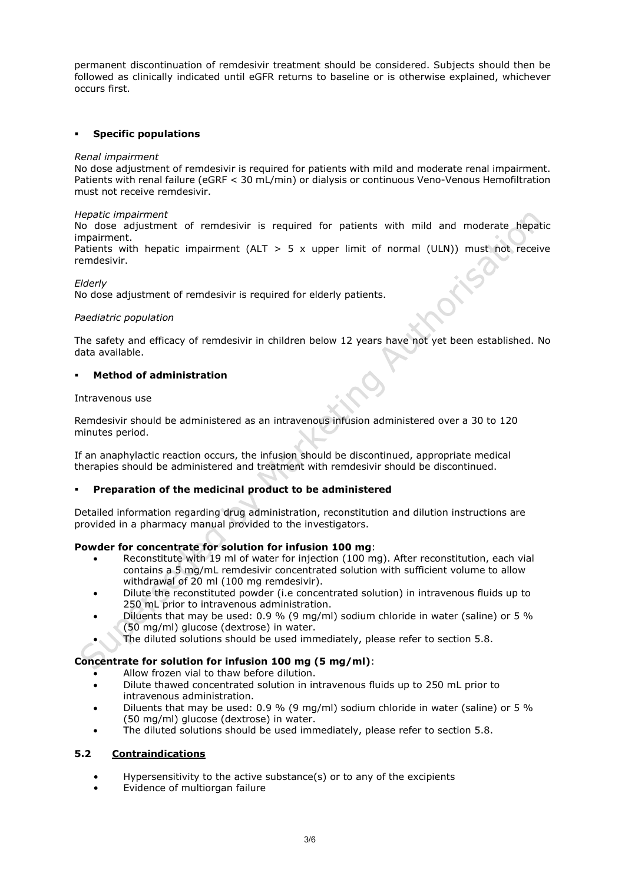permanent discontinuation of remdesivir treatment should be considered. Subjects should then be followed as clinically indicated until eGFR returns to baseline or is otherwise explained, whichever occurs first.

- **Specific populations**

*Renal impairment*

No dose adjustment of remdesivir is required for patients with mild and moderate renal impairment. Patients with renal failure (eGRF < 30 mL/min) or dialysis or continuous Veno-Venous Hemofiltration must not receive remdesivir.

*Hepatic impairment*

No dose adjustment of remdesivir is required for patients with mild and moderate hepatic impairment.

Patients with hepatic impairment (ALT > 5 x upper limit of normal (ULN)) must not receive remdesivir.

*Elderly*

No dose adjustment of remdesivir is required for elderly patients.

*Paediatric population*

The safety and efficacy of remdesivir in children below 12 years have not yet been established. No data available.

- **Method of administration**

Intravenous use

Remdesivir should be administered as an intravenous infusion administered over a 30 to 120 minutes period.

If an anaphylactic reaction occurs, the infusion should be discontinued, appropriate medical therapies should be administered and treatment with remdesivir should be discontinued.

- **Preparation of the medicinal product to be administered**

Detailed information regarding drug administration, reconstitution and dilution instructions are provided in a pharmacy manual provided to the investigators.

**Powder for concentrate for solution for infusion 100 mg**:

- Reconstitute with 19 ml of water for injection (100 mg). After reconstitution, each vial contains a 5 mg/mL remdesivir concentrated solution with sufficient volume to allow withdrawal of 20 ml (100 mg remdesivir).
- Dilute the reconstituted powder (i.e concentrated solution) in intravenous fluids up to 250 mL prior to intravenous administration.
- Diluents that may be used: 0.9 % (9 mg/ml) sodium chloride in water (saline) or 5 % (50 mg/ml) glucose (dextrose) in water.
- The diluted solutions should be used immediately, please refer to section 5.8.

**Concentrate for solution for infusion 100 mg (5 mg/ml)**:

- Allow frozen vial to thaw before dilution.
- Dilute thawed concentrated solution in intravenous fluids up to 250 mL prior to intravenous administration.
- Diluents that may be used: 0.9 % (9 mg/ml) sodium chloride in water (saline) or 5 % (50 mg/ml) glucose (dextrose) in water.
- The diluted solutions should be used immediately, please refer to section 5.8.

## 5.2 Contraindications

- Hypersensitivity to the active substance(s) or to any of the excipients
- Evidence of multiorgan failure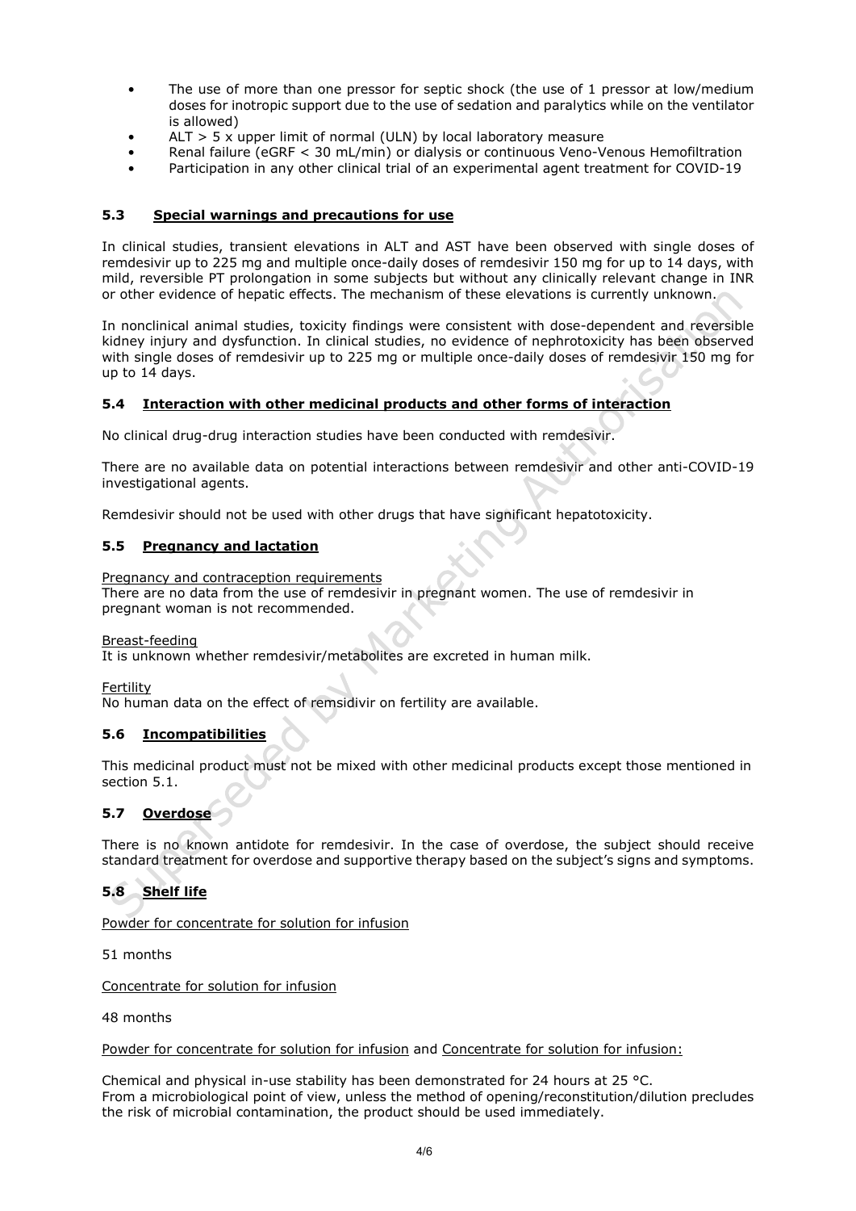- The use of more than one pressor for septic shock (the use of 1 pressor at low/medium doses for inotropic support due to the use of sedation and paralytics while on the ventilator is allowed)
- ALT > 5 x upper limit of normal (ULN) by local laboratory measure
- Renal failure (eGRF < 30 mL/min) or dialysis or continuous Veno-Venous Hemofiltration
- Participation in any other clinical trial of an experimental agent treatment for COVID-19

## 5.3 Special warnings and precautions for use

In clinical studies, transient elevations in ALT and AST have been observed with single doses of remdesivir up to 225 mg and multiple once-daily doses of remdesivir 150 mg for up to 14 days, with mild, reversible PT prolongation in some subjects but without any clinically relevant change in INR or other evidence of hepatic effects. The mechanism of these elevations is currently unknown.

In nonclinical animal studies, toxicity findings were consistent with dose-dependent and reversible kidney injury and dysfunction. In clinical studies, no evidence of nephrotoxicity has been observed with single doses of remdesivir up to 225 mg or multiple once-daily doses of remdesivir 150 mg for up to 14 days.

## 5.4 Interaction with other medicinal products and other forms of interaction

No clinical drug-drug interaction studies have been conducted with remdesivir.

There are no available data on potential interactions between remdesivir and other anti-COVID-19 investigational agents.

Remdesivir should not be used with other drugs that have significant hepatotoxicity.

## 5.5 Pregnancy and lactation

Pregnancy and contraception requirements

There are no data from the use of remdesivir in pregnant women. The use of remdesivir in pregnant woman is not recommended.

Breast-feeding

It is unknown whether remdesivir/metabolites are excreted in human milk.

Fertility

No human data on the effect of remsidivir on fertility are available.

## 5.6 Incompatibilities

This medicinal product must not be mixed with other medicinal products except those mentioned in section 5.1.

## 5.7 Overdose

There is no known antidote for remdesivir. In the case of overdose, the subject should receive standard treatment for overdose and supportive therapy based on the subject's signs and symptoms.

## 5.8 Shelf life

Powder for concentrate for solution for infusion

51 months

Concentrate for solution for infusion

48 months

Powder for concentrate for solution for infusion and Concentrate for solution for infusion:

Chemical and physical in-use stability has been demonstrated for 24 hours at 25 °C.
From a microbiological point of view, unless the method of opening/reconstitution/dilution precludes the risk of microbial contamination, the product should be used immediately.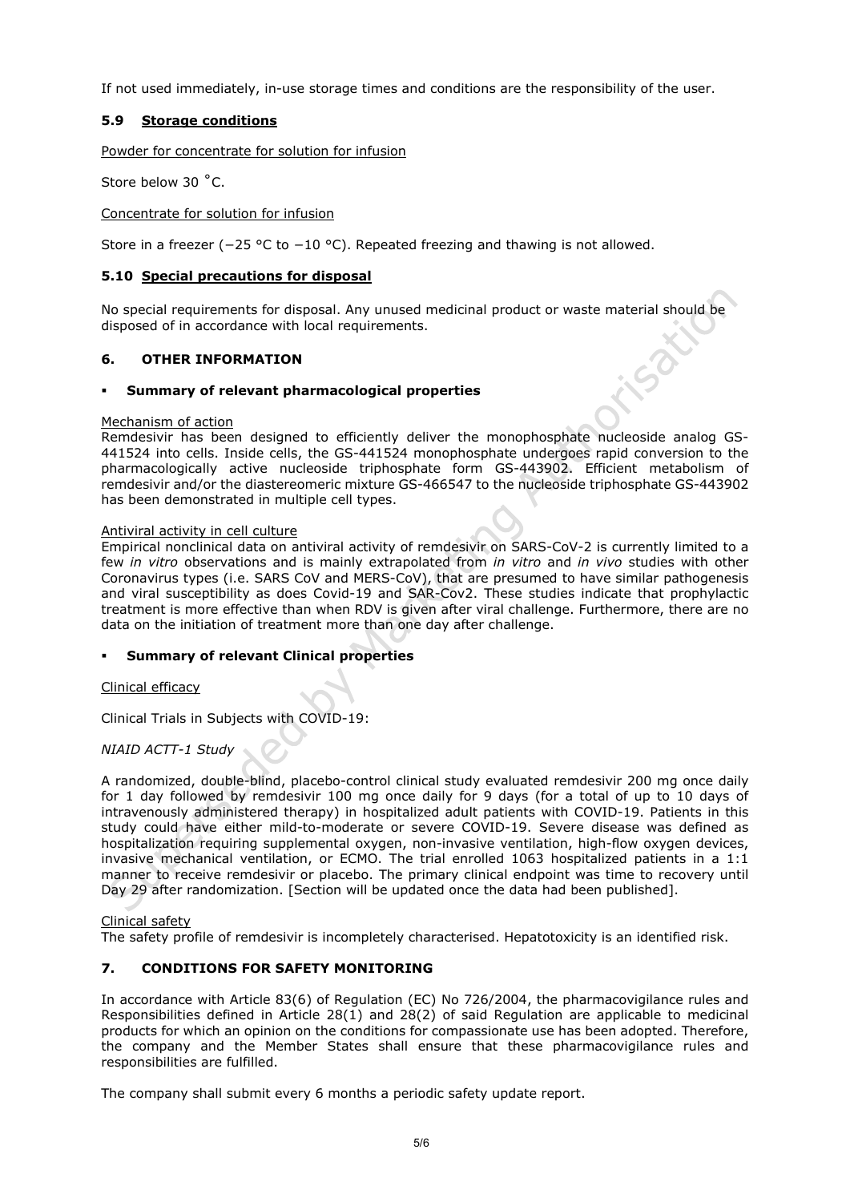If not used immediately, in-use storage times and conditions are the responsibility of the user.

### 5.9 Storage conditions

Powder for concentrate for solution for infusion

Store below 30 °C.

Concentrate for solution for infusion

Store in a freezer (−25 °C to −10 °C). Repeated freezing and thawing is not allowed.

### 5.10 Special precautions for disposal

No special requirements for disposal. Any unused medicinal product or waste material should be disposed of in accordance with local requirements.

## 6. OTHER INFORMATION

- **Summary of relevant pharmacological properties**

Mechanism of action

Remdesivir has been designed to efficiently deliver the monophosphate nucleoside analog GS-441524 into cells. Inside cells, the GS-441524 monophosphate undergoes rapid conversion to the pharmacologically active nucleoside triphosphate form GS-443902. Efficient metabolism of remdesivir and/or the diastereomeric mixture GS-466547 to the nucleoside triphosphate GS-443902 has been demonstrated in multiple cell types.

Antiviral activity in cell culture

Empirical nonclinical data on antiviral activity of remdesivir on SARS-CoV-2 is currently limited to a few *in vitro* observations and is mainly extrapolated from *in vitro* and *in vivo* studies with other Coronavirus types (i.e. SARS CoV and MERS-CoV), that are presumed to have similar pathogenesis and viral susceptibility as does Covid-19 and SAR-Cov2. These studies indicate that prophylactic treatment is more effective than when RDV is given after viral challenge. Furthermore, there are no data on the initiation of treatment more than one day after challenge.

- **Summary of relevant Clinical properties**

Clinical efficacy

Clinical Trials in Subjects with COVID-19:

*NIAID ACTT-1 Study*

A randomized, double-blind, placebo-control clinical study evaluated remdesivir 200 mg once daily for 1 day followed by remdesivir 100 mg once daily for 9 days (for a total of up to 10 days of intravenously administered therapy) in hospitalized adult patients with COVID-19. Patients in this study could have either mild-to-moderate or severe COVID-19. Severe disease was defined as hospitalization requiring supplemental oxygen, non-invasive ventilation, high-flow oxygen devices, invasive mechanical ventilation, or ECMO. The trial enrolled 1063 hospitalized patients in a 1:1 manner to receive remdesivir or placebo. The primary clinical endpoint was time to recovery until Day 29 after randomization. [Section will be updated once the data had been published].

Clinical safety

The safety profile of remdesivir is incompletely characterised. Hepatotoxicity is an identified risk.

## 7. CONDITIONS FOR SAFETY MONITORING

In accordance with Article 83(6) of Regulation (EC) No 726/2004, the pharmacovigilance rules and Responsibilities defined in Article 28(1) and 28(2) of said Regulation are applicable to medicinal products for which an opinion on the conditions for compassionate use has been adopted. Therefore, the company and the Member States shall ensure that these pharmacovigilance rules and responsibilities are fulfilled.

The company shall submit every 6 months a periodic safety update report.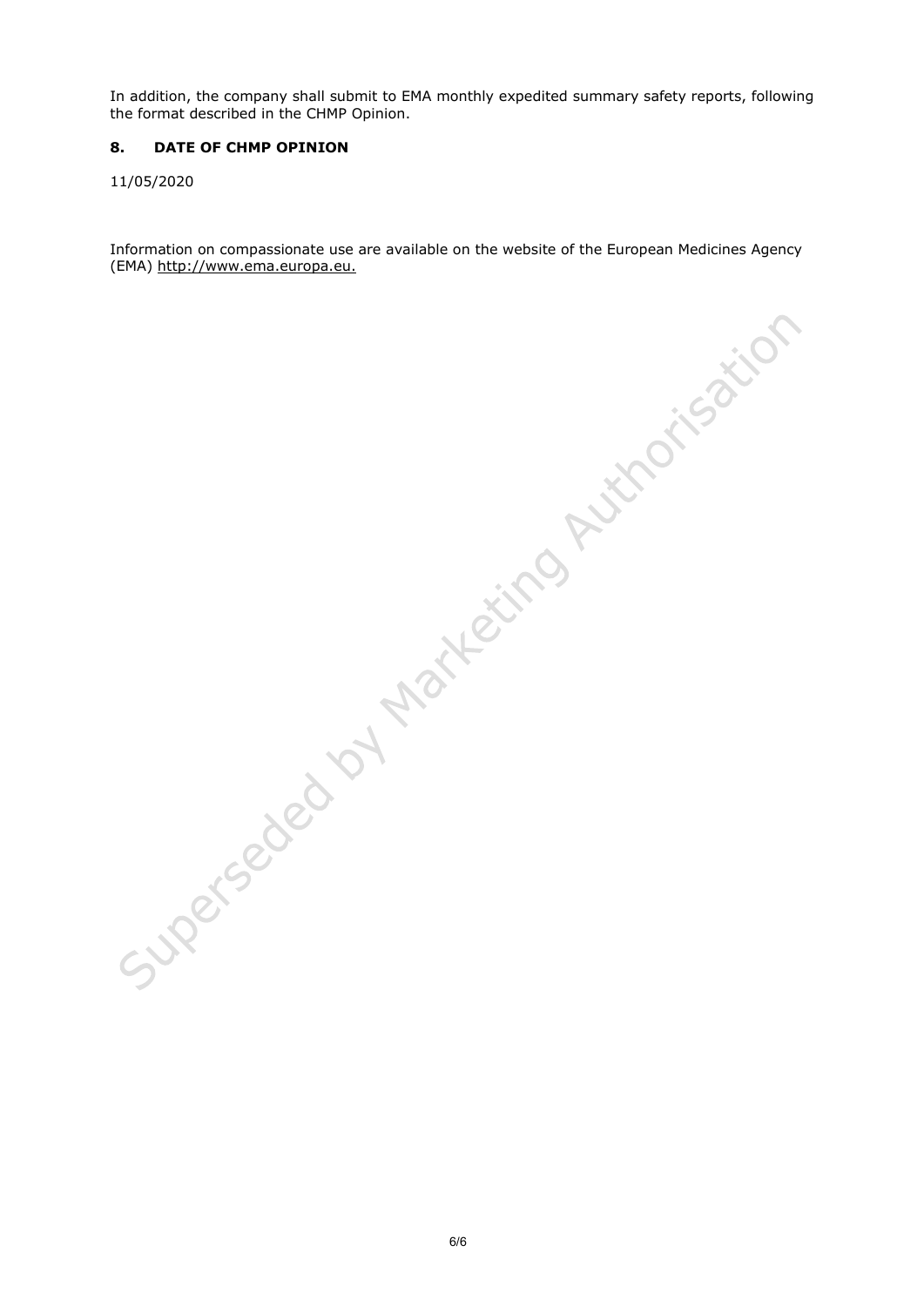In addition, the company shall submit to EMA monthly expedited summary safety reports, following the format described in the CHMP Opinion.

## 8. DATE OF CHMP OPINION

11/05/2020

Information on compassionate use are available on the website of the European Medicines Agency (EMA) http://www.ema.europa.eu.

Superseded by Marketing Authorisation